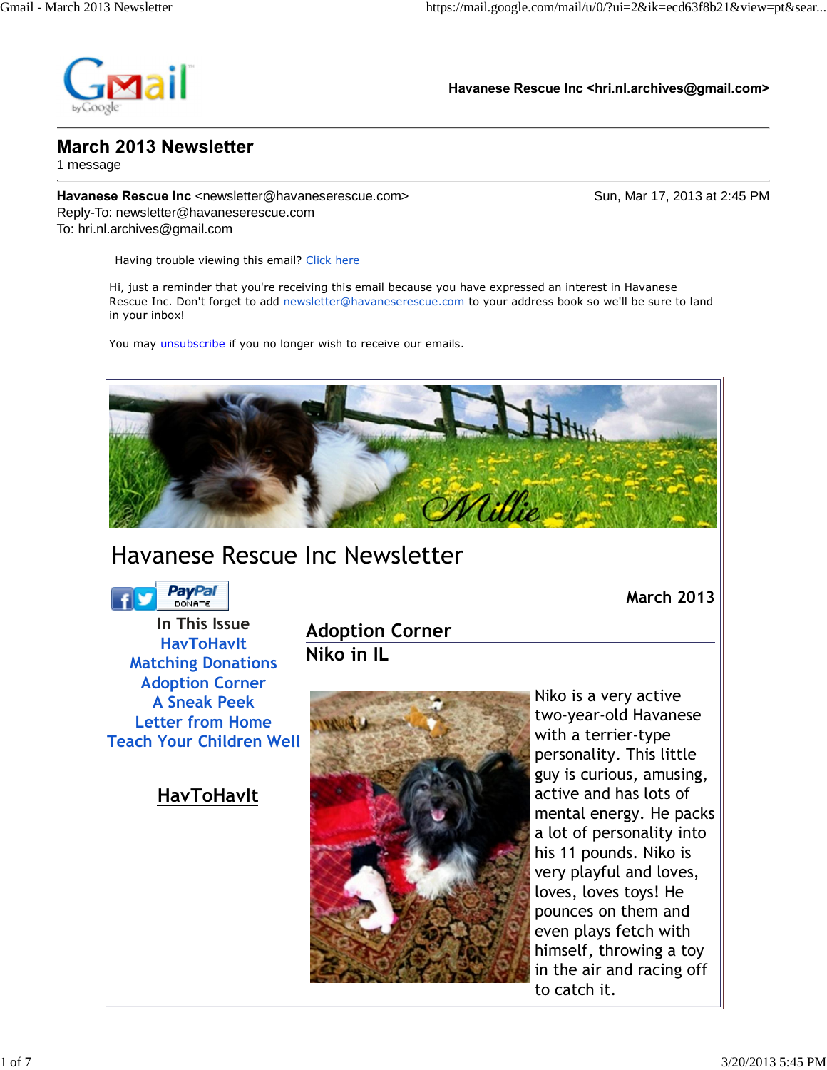Havanese Rescue Inc <hri.nl.archives@gmail.com>

# March 2013 Newsletter

1 message

**Havanese Rescue Inc** <newsletter@havaneserescue.com>  
Reply-To: newsletter@havaneserescue.com  
To: hri.nl.archives@gmail.com

Sun, Mar 17, 2013 at 2:45 PM

Having trouble viewing this email? Click here

Hi, just a reminder that you're receiving this email because you have expressed an interest in Havanese Rescue Inc. Don't forget to add newsletter@havaneserescue.com to your address book so we'll be sure to land in your inbox!

You may unsubscribe if you no longer wish to receive our emails.

Millie

# Havanese Rescue Inc Newsletter

March 2013

In This Issue

- HavToHavIt
- Matching Donations
- Adoption Corner
- A Sneak Peek
- Letter from Home
- Teach Your Children Well

## Adoption Corner

## Niko in IL

Niko is a very active two-year-old Havanese with a terrier-type personality. This little guy is curious, amusing, active and has lots of mental energy. He packs a lot of personality into his 11 pounds. Niko is very playful and loves, loves, loves toys! He pounces on them and even plays fetch with himself, throwing a toy in the air and racing off to catch it.

## HavToHavIt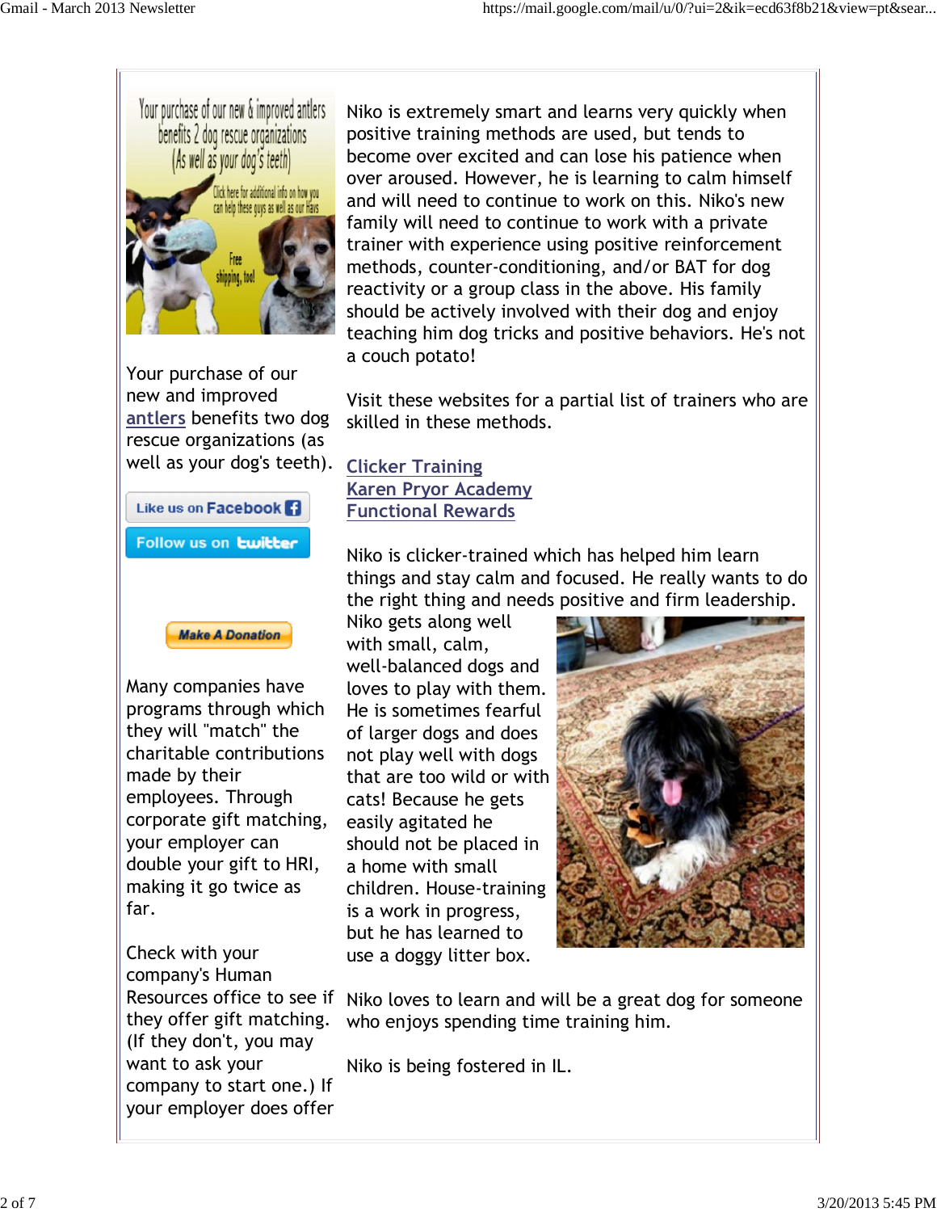Your purchase of our new and improved antlers benefits two dog rescue organizations (as well as your dog's teeth).

Like us on Facebook

Follow us on twitter

Make A Donation

Many companies have programs through which they will "match" the charitable contributions made by their employees. Through corporate gift matching, your employer can double your gift to HRI, making it go twice as far.

Check with your company's Human Resources office to see if they offer gift matching. (If they don't, you may want to ask your company to start one.) If your employer does offer

Niko is extremely smart and learns very quickly when positive training methods are used, but tends to become over excited and can lose his patience when over aroused. However, he is learning to calm himself and will need to continue to work on this. Niko's new family will need to continue to work with a private trainer with experience using positive reinforcement methods, counter-conditioning, and/or BAT for dog reactivity or a group class in the above. His family should be actively involved with their dog and enjoy teaching him dog tricks and positive behaviors. He's not a couch potato!

Visit these websites for a partial list of trainers who are skilled in these methods.

Clicker Training
Karen Pryor Academy
Functional Rewards

Niko is clicker-trained which has helped him learn things and stay calm and focused. He really wants to do the right thing and needs positive and firm leadership. Niko gets along well with small, calm, well-balanced dogs and loves to play with them. He is sometimes fearful of larger dogs and does not play well with dogs that are too wild or with cats! Because he gets easily agitated he should not be placed in a home with small children. House-training is a work in progress, but he has learned to use a doggy litter box.

Niko loves to learn and will be a great dog for someone who enjoys spending time training him.

Niko is being fostered in IL.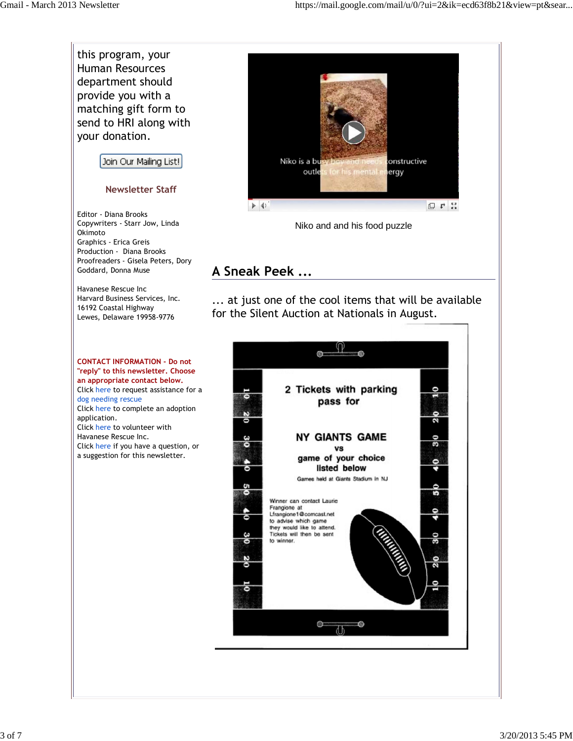this program, your Human Resources department should provide you with a matching gift form to send to HRI along with your donation.

Join Our Mailing List!

## Newsletter Staff

Editor - Diana Brooks
Copywriters - Starr Jow, Linda Okimoto
Graphics - Erica Greis
Production - Diana Brooks
Proofreaders - Gisela Peters, Dory Goddard, Donna Muse

Havanese Rescue Inc
Harvard Business Services, Inc.
16192 Coastal Highway
Lewes, Delaware 19958-9776

**CONTACT INFORMATION - Do not "reply" to this newsletter. Choose an appropriate contact below.**
Click here to request assistance for a dog needing rescue
Click here to complete an adoption application.
Click here to volunteer with Havanese Rescue Inc.
Click here if you have a question, or a suggestion for this newsletter.

Niko and and his food puzzle

## A Sneak Peek ...

... at just one of the cool items that will be available for the Silent Auction at Nationals in August.

2 Tickets with parking pass for

NY GIANTS GAME
vs
game of your choice listed below

Games held at Giants Stadium in NJ

Winner can contact Laurie Frangione at Lfrangione1@comcast.net to advise which game they would like to attend. Tickets will then be sent to winner.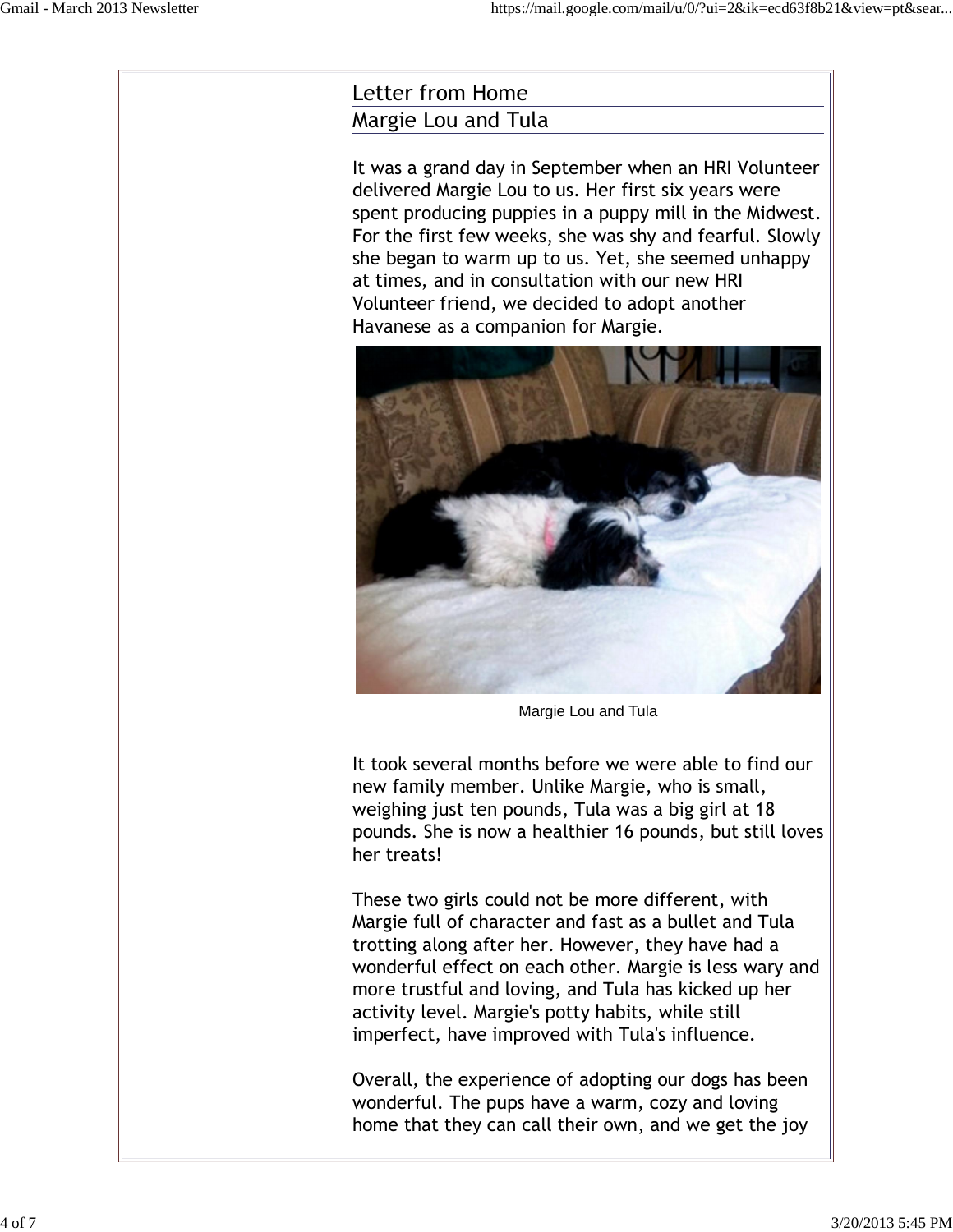## Letter from Home

## Margie Lou and Tula

It was a grand day in September when an HRI Volunteer delivered Margie Lou to us. Her first six years were spent producing puppies in a puppy mill in the Midwest. For the first few weeks, she was shy and fearful. Slowly she began to warm up to us. Yet, she seemed unhappy at times, and in consultation with our new HRI Volunteer friend, we decided to adopt another Havanese as a companion for Margie.

Margie Lou and Tula

It took several months before we were able to find our new family member. Unlike Margie, who is small, weighing just ten pounds, Tula was a big girl at 18 pounds. She is now a healthier 16 pounds, but still loves her treats!

These two girls could not be more different, with Margie full of character and fast as a bullet and Tula trotting along after her. However, they have had a wonderful effect on each other. Margie is less wary and more trustful and loving, and Tula has kicked up her activity level. Margie's potty habits, while still imperfect, have improved with Tula's influence.

Overall, the experience of adopting our dogs has been wonderful. The pups have a warm, cozy and loving home that they can call their own, and we get the joy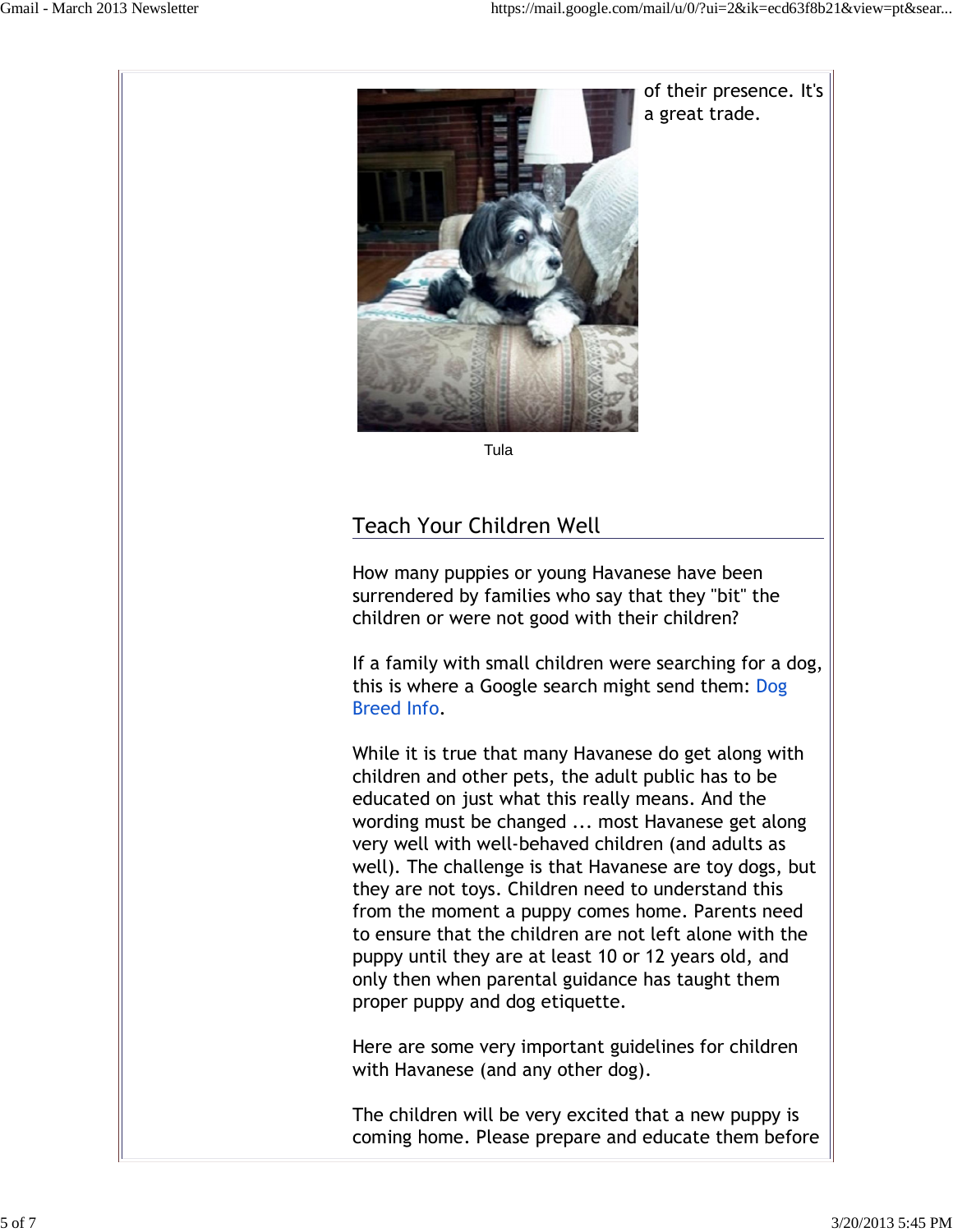of their presence. It's a great trade.

Tula

## Teach Your Children Well

How many puppies or young Havanese have been surrendered by families who say that they "bit" the children or were not good with their children?

If a family with small children were searching for a dog, this is where a Google search might send them: Dog Breed Info.

While it is true that many Havanese do get along with children and other pets, the adult public has to be educated on just what this really means. And the wording must be changed ... most Havanese get along very well with well-behaved children (and adults as well). The challenge is that Havanese are toy dogs, but they are not toys. Children need to understand this from the moment a puppy comes home. Parents need to ensure that the children are not left alone with the puppy until they are at least 10 or 12 years old, and only then when parental guidance has taught them proper puppy and dog etiquette.

Here are some very important guidelines for children with Havanese (and any other dog).

The children will be very excited that a new puppy is coming home. Please prepare and educate them before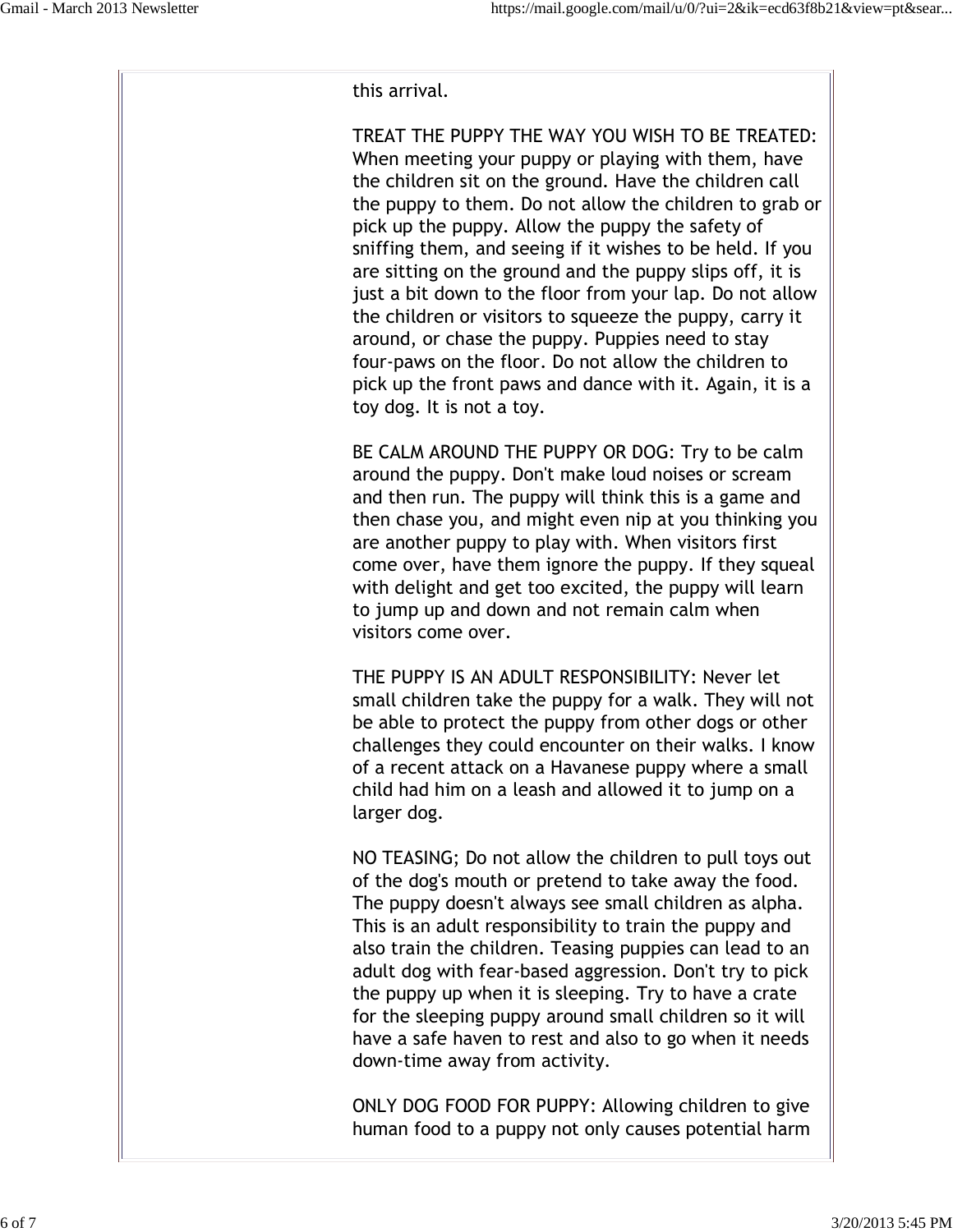this arrival.

TREAT THE PUPPY THE WAY YOU WISH TO BE TREATED: When meeting your puppy or playing with them, have the children sit on the ground. Have the children call the puppy to them. Do not allow the children to grab or pick up the puppy. Allow the puppy the safety of sniffing them, and seeing if it wishes to be held. If you are sitting on the ground and the puppy slips off, it is just a bit down to the floor from your lap. Do not allow the children or visitors to squeeze the puppy, carry it around, or chase the puppy. Puppies need to stay four-paws on the floor. Do not allow the children to pick up the front paws and dance with it. Again, it is a toy dog. It is not a toy.

BE CALM AROUND THE PUPPY OR DOG: Try to be calm around the puppy. Don't make loud noises or scream and then run. The puppy will think this is a game and then chase you, and might even nip at you thinking you are another puppy to play with. When visitors first come over, have them ignore the puppy. If they squeal with delight and get too excited, the puppy will learn to jump up and down and not remain calm when visitors come over.

THE PUPPY IS AN ADULT RESPONSIBILITY: Never let small children take the puppy for a walk. They will not be able to protect the puppy from other dogs or other challenges they could encounter on their walks. I know of a recent attack on a Havanese puppy where a small child had him on a leash and allowed it to jump on a larger dog.

NO TEASING; Do not allow the children to pull toys out of the dog's mouth or pretend to take away the food. The puppy doesn't always see small children as alpha. This is an adult responsibility to train the puppy and also train the children. Teasing puppies can lead to an adult dog with fear-based aggression. Don't try to pick the puppy up when it is sleeping. Try to have a crate for the sleeping puppy around small children so it will have a safe haven to rest and also to go when it needs down-time away from activity.

ONLY DOG FOOD FOR PUPPY: Allowing children to give human food to a puppy not only causes potential harm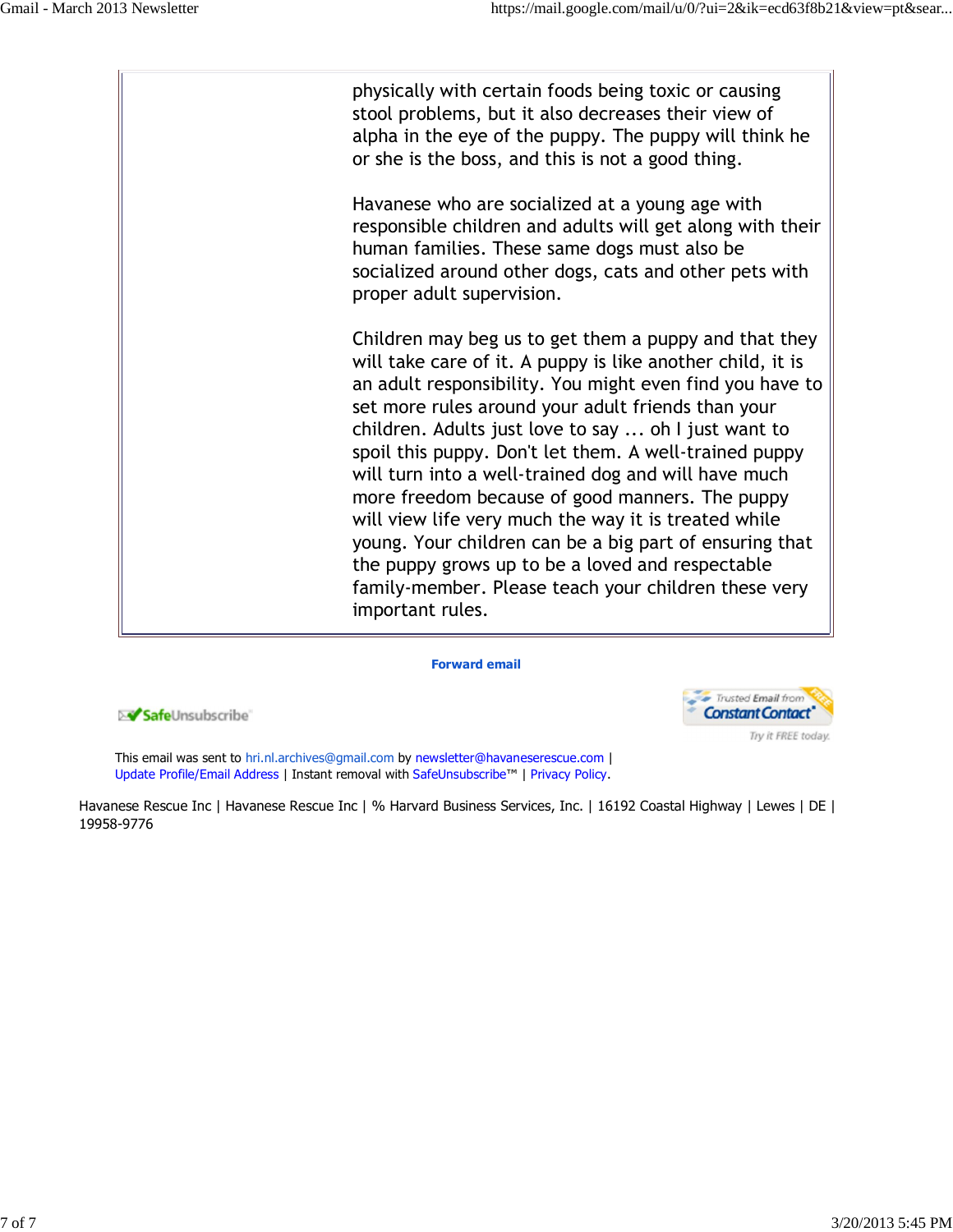physically with certain foods being toxic or causing stool problems, but it also decreases their view of alpha in the eye of the puppy. The puppy will think he or she is the boss, and this is not a good thing.

Havanese who are socialized at a young age with responsible children and adults will get along with their human families. These same dogs must also be socialized around other dogs, cats and other pets with proper adult supervision.

Children may beg us to get them a puppy and that they will take care of it. A puppy is like another child, it is an adult responsibility. You might even find you have to set more rules around your adult friends than your children. Adults just love to say ... oh I just want to spoil this puppy. Don't let them. A well-trained puppy will turn into a well-trained dog and will have much more freedom because of good manners. The puppy will view life very much the way it is treated while young. Your children can be a big part of ensuring that the puppy grows up to be a loved and respectable family-member. Please teach your children these very important rules.

**Forward email**

SafeUnsubscribe

Trusted Email from Constant Contact
Try it FREE today.

This email was sent to hri.nl.archives@gmail.com by newsletter@havaneserescue.com | Update Profile/Email Address | Instant removal with SafeUnsubscribe™ | Privacy Policy.

Havanese Rescue Inc | Havanese Rescue Inc | % Harvard Business Services, Inc. | 16192 Coastal Highway | Lewes | DE | 19958-9776